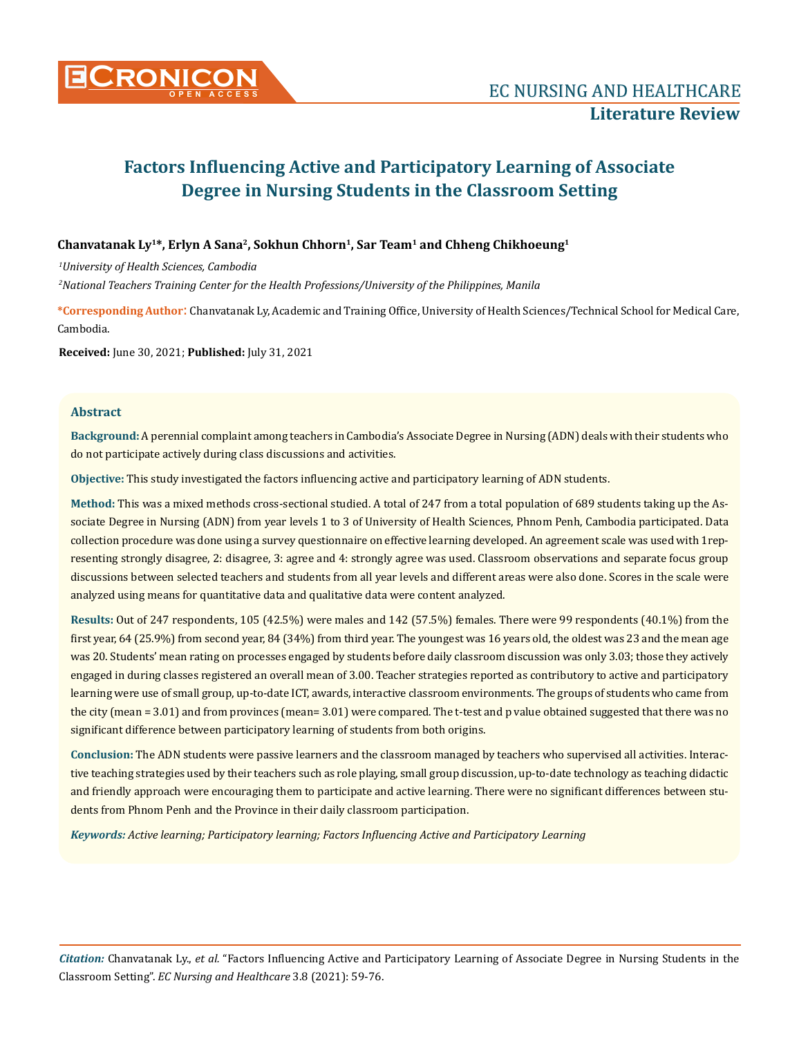# Factors Influencing Active and Participatory Learning of Associate Degree in Nursing Students in the Classroom Setting

**Chanvatanak Ly[1]*, Erlyn A Sana[2], Sokhun Chhorn[1], Sar Team[1] and Chheng Chikhoeung[1]**

*[1]University of Health Sciences, Cambodia*

*[2]National Teachers Training Center for the Health Professions/University of the Philippines, Manila*

**\*Corresponding Author:** Chanvatanak Ly, Academic and Training Office, University of Health Sciences/Technical School for Medical Care, Cambodia.

**Received:** June 30, 2021; **Published:** July 31, 2021

## Abstract

**Background:** A perennial complaint among teachers in Cambodia's Associate Degree in Nursing (ADN) deals with their students who do not participate actively during class discussions and activities.

**Objective:** This study investigated the factors influencing active and participatory learning of ADN students.

**Method:** This was a mixed methods cross-sectional studied. A total of 247 from a total population of 689 students taking up the Associate Degree in Nursing (ADN) from year levels 1 to 3 of University of Health Sciences, Phnom Penh, Cambodia participated. Data collection procedure was done using a survey questionnaire on effective learning developed. An agreement scale was used with 1 representing strongly disagree, 2: disagree, 3: agree and 4: strongly agree was used. Classroom observations and separate focus group discussions between selected teachers and students from all year levels and different areas were also done. Scores in the scale were analyzed using means for quantitative data and qualitative data were content analyzed.

**Results:** Out of 247 respondents, 105 (42.5%) were males and 142 (57.5%) females. There were 99 respondents (40.1%) from the first year, 64 (25.9%) from second year, 84 (34%) from third year. The youngest was 16 years old, the oldest was 23 and the mean age was 20. Students' mean rating on processes engaged by students before daily classroom discussion was only 3.03; those they actively engaged in during classes registered an overall mean of 3.00. Teacher strategies reported as contributory to active and participatory learning were use of small group, up-to-date ICT, awards, interactive classroom environments. The groups of students who came from the city (mean = 3.01) and from provinces (mean= 3.01) were compared. The t-test and p value obtained suggested that there was no significant difference between participatory learning of students from both origins.

**Conclusion:** The ADN students were passive learners and the classroom managed by teachers who supervised all activities. Interactive teaching strategies used by their teachers such as role playing, small group discussion, up-to-date technology as teaching didactic and friendly approach were encouraging them to participate and active learning. There were no significant differences between students from Phnom Penh and the Province in their daily classroom participation.

***Keywords:** Active learning; Participatory learning; Factors Influencing Active and Participatory Learning*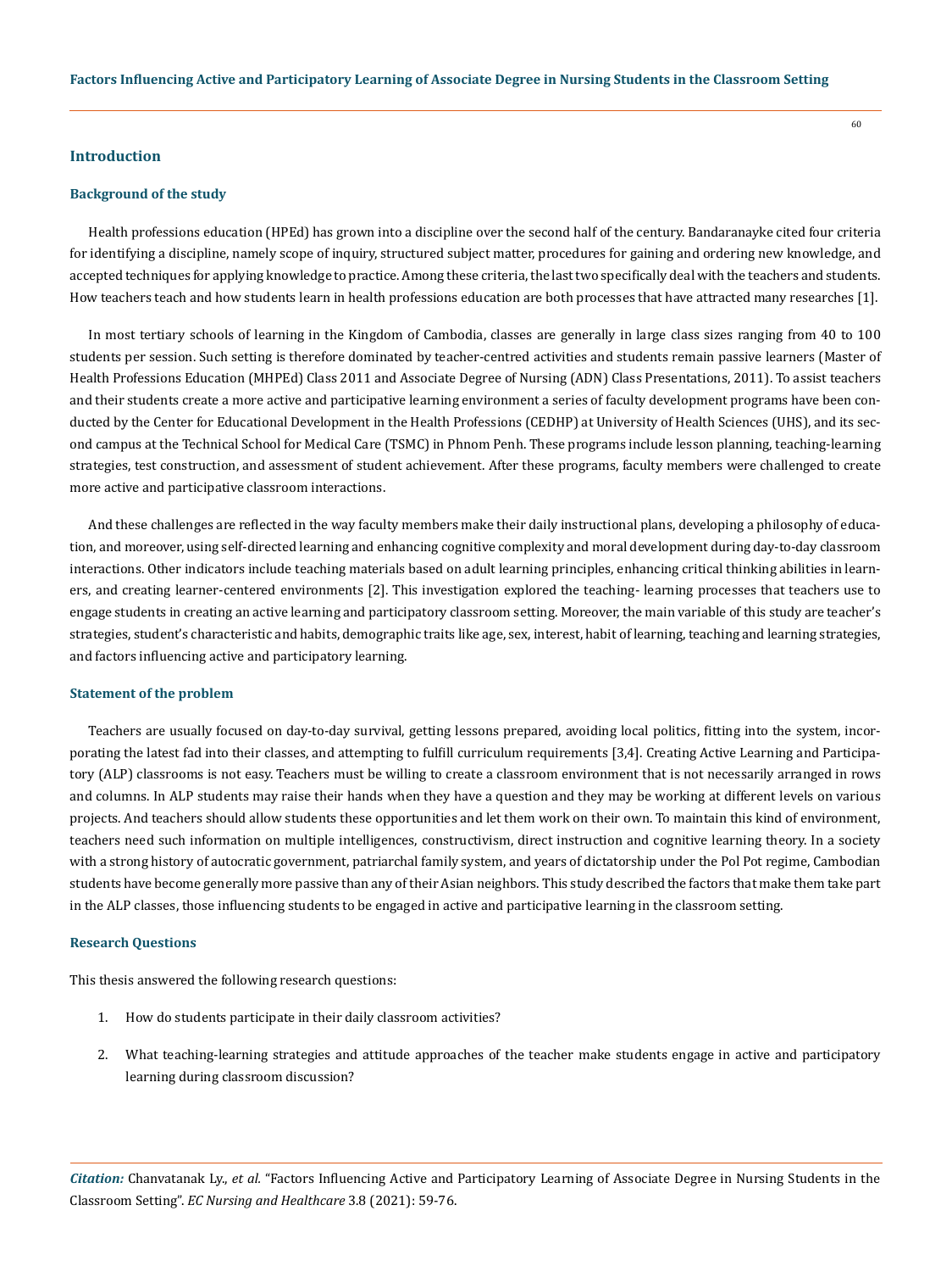## Introduction

### Background of the study

Health professions education (HPEd) has grown into a discipline over the second half of the century. Bandaranayke cited four criteria for identifying a discipline, namely scope of inquiry, structured subject matter, procedures for gaining and ordering new knowledge, and accepted techniques for applying knowledge to practice. Among these criteria, the last two specifically deal with the teachers and students. How teachers teach and how students learn in health professions education are both processes that have attracted many researches [1].

In most tertiary schools of learning in the Kingdom of Cambodia, classes are generally in large class sizes ranging from 40 to 100 students per session. Such setting is therefore dominated by teacher-centred activities and students remain passive learners (Master of Health Professions Education (MHPEd) Class 2011 and Associate Degree of Nursing (ADN) Class Presentations, 2011). To assist teachers and their students create a more active and participative learning environment a series of faculty development programs have been conducted by the Center for Educational Development in the Health Professions (CEDHP) at University of Health Sciences (UHS), and its second campus at the Technical School for Medical Care (TSMC) in Phnom Penh. These programs include lesson planning, teaching-learning strategies, test construction, and assessment of student achievement. After these programs, faculty members were challenged to create more active and participative classroom interactions.

And these challenges are reflected in the way faculty members make their daily instructional plans, developing a philosophy of education, and moreover, using self-directed learning and enhancing cognitive complexity and moral development during day-to-day classroom interactions. Other indicators include teaching materials based on adult learning principles, enhancing critical thinking abilities in learners, and creating learner-centered environments [2]. This investigation explored the teaching- learning processes that teachers use to engage students in creating an active learning and participatory classroom setting. Moreover, the main variable of this study are teacher's strategies, student's characteristic and habits, demographic traits like age, sex, interest, habit of learning, teaching and learning strategies, and factors influencing active and participatory learning.

### Statement of the problem

Teachers are usually focused on day-to-day survival, getting lessons prepared, avoiding local politics, fitting into the system, incorporating the latest fad into their classes, and attempting to fulfill curriculum requirements [3,4]. Creating Active Learning and Participatory (ALP) classrooms is not easy. Teachers must be willing to create a classroom environment that is not necessarily arranged in rows and columns. In ALP students may raise their hands when they have a question and they may be working at different levels on various projects. And teachers should allow students these opportunities and let them work on their own. To maintain this kind of environment, teachers need such information on multiple intelligences, constructivism, direct instruction and cognitive learning theory. In a society with a strong history of autocratic government, patriarchal family system, and years of dictatorship under the Pol Pot regime, Cambodian students have become generally more passive than any of their Asian neighbors. This study described the factors that make them take part in the ALP classes, those influencing students to be engaged in active and participative learning in the classroom setting.

### Research Questions

This thesis answered the following research questions:

1. How do students participate in their daily classroom activities?
2. What teaching-learning strategies and attitude approaches of the teacher make students engage in active and participatory learning during classroom discussion?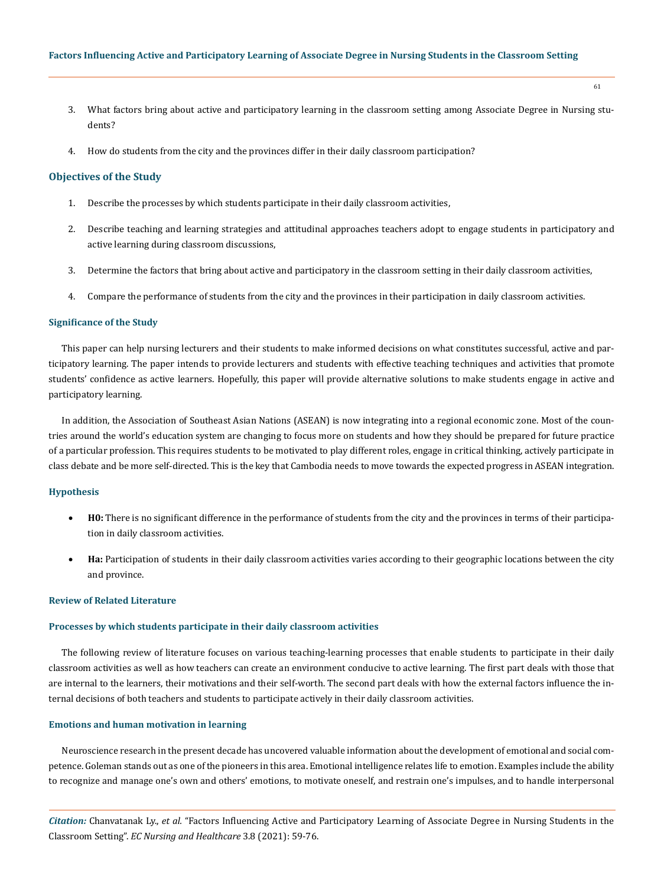3. What factors bring about active and participatory learning in the classroom setting among Associate Degree in Nursing students?
4. How do students from the city and the provinces differ in their daily classroom participation?

## Objectives of the Study

1. Describe the processes by which students participate in their daily classroom activities,
2. Describe teaching and learning strategies and attitudinal approaches teachers adopt to engage students in participatory and active learning during classroom discussions,
3. Determine the factors that bring about active and participatory in the classroom setting in their daily classroom activities,
4. Compare the performance of students from the city and the provinces in their participation in daily classroom activities.

### Significance of the Study

This paper can help nursing lecturers and their students to make informed decisions on what constitutes successful, active and participatory learning. The paper intends to provide lecturers and students with effective teaching techniques and activities that promote students' confidence as active learners. Hopefully, this paper will provide alternative solutions to make students engage in active and participatory learning.

In addition, the Association of Southeast Asian Nations (ASEAN) is now integrating into a regional economic zone. Most of the countries around the world's education system are changing to focus more on students and how they should be prepared for future practice of a particular profession. This requires students to be motivated to play different roles, engage in critical thinking, actively participate in class debate and be more self-directed. This is the key that Cambodia needs to move towards the expected progress in ASEAN integration.

### Hypothesis

- **H0:** There is no significant difference in the performance of students from the city and the provinces in terms of their participation in daily classroom activities.
- **Ha:** Participation of students in their daily classroom activities varies according to their geographic locations between the city and province.

### Review of Related Literature

### Processes by which students participate in their daily classroom activities

The following review of literature focuses on various teaching-learning processes that enable students to participate in their daily classroom activities as well as how teachers can create an environment conducive to active learning. The first part deals with those that are internal to the learners, their motivations and their self-worth. The second part deals with how the external factors influence the internal decisions of both teachers and students to participate actively in their daily classroom activities.

### Emotions and human motivation in learning

Neuroscience research in the present decade has uncovered valuable information about the development of emotional and social competence. Goleman stands out as one of the pioneers in this area. Emotional intelligence relates life to emotion. Examples include the ability to recognize and manage one's own and others' emotions, to motivate oneself, and restrain one's impulses, and to handle interpersonal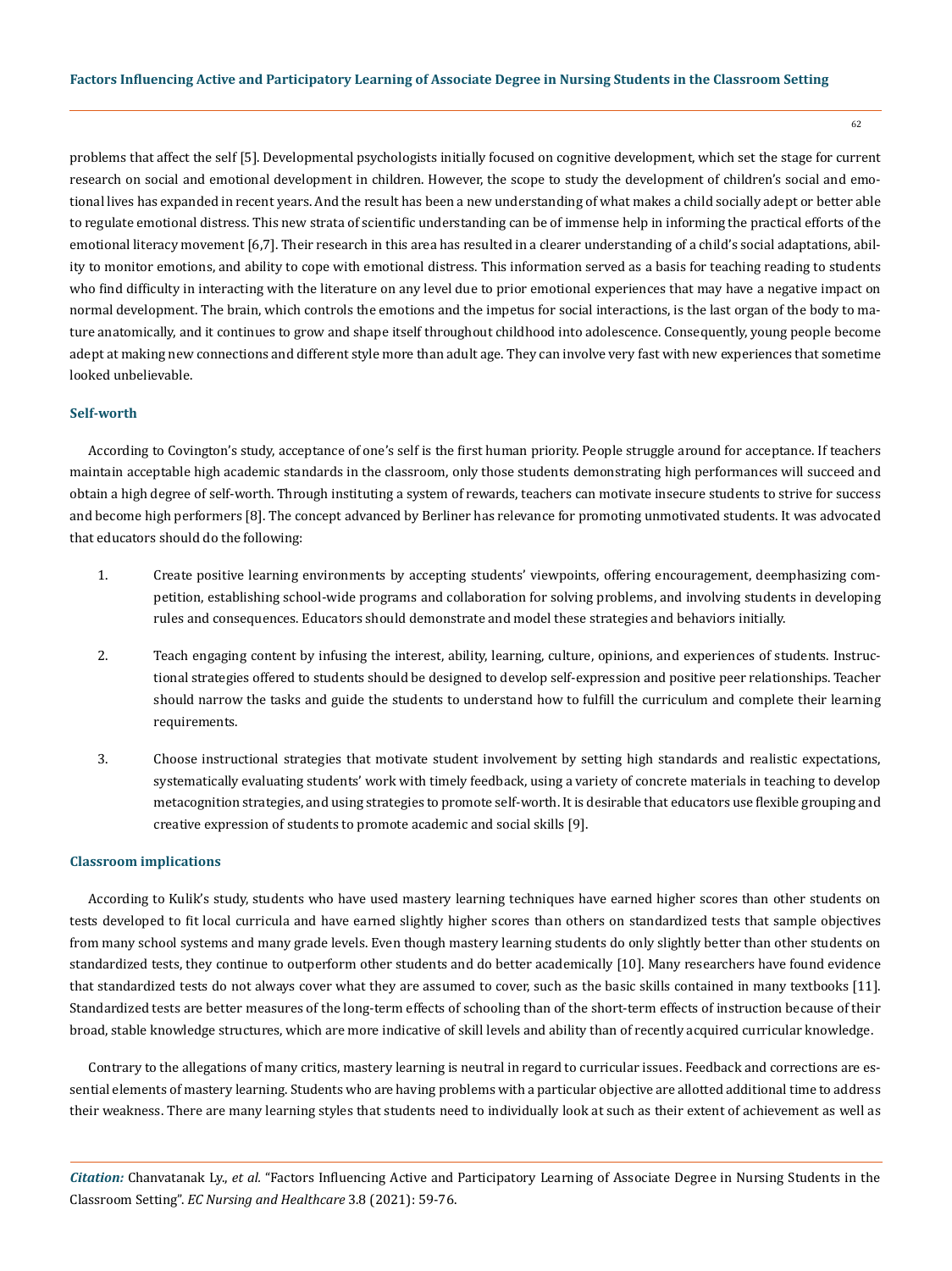problems that affect the self [5]. Developmental psychologists initially focused on cognitive development, which set the stage for current research on social and emotional development in children. However, the scope to study the development of children's social and emotional lives has expanded in recent years. And the result has been a new understanding of what makes a child socially adept or better able to regulate emotional distress. This new strata of scientific understanding can be of immense help in informing the practical efforts of the emotional literacy movement [6,7]. Their research in this area has resulted in a clearer understanding of a child's social adaptations, ability to monitor emotions, and ability to cope with emotional distress. This information served as a basis for teaching reading to students who find difficulty in interacting with the literature on any level due to prior emotional experiences that may have a negative impact on normal development. The brain, which controls the emotions and the impetus for social interactions, is the last organ of the body to mature anatomically, and it continues to grow and shape itself throughout childhood into adolescence. Consequently, young people become adept at making new connections and different style more than adult age. They can involve very fast with new experiences that sometime looked unbelievable.

### Self-worth

According to Covington's study, acceptance of one's self is the first human priority. People struggle around for acceptance. If teachers maintain acceptable high academic standards in the classroom, only those students demonstrating high performances will succeed and obtain a high degree of self-worth. Through instituting a system of rewards, teachers can motivate insecure students to strive for success and become high performers [8]. The concept advanced by Berliner has relevance for promoting unmotivated students. It was advocated that educators should do the following:

1. Create positive learning environments by accepting students' viewpoints, offering encouragement, deemphasizing competition, establishing school-wide programs and collaboration for solving problems, and involving students in developing rules and consequences. Educators should demonstrate and model these strategies and behaviors initially.
2. Teach engaging content by infusing the interest, ability, learning, culture, opinions, and experiences of students. Instructional strategies offered to students should be designed to develop self-expression and positive peer relationships. Teacher should narrow the tasks and guide the students to understand how to fulfill the curriculum and complete their learning requirements.
3. Choose instructional strategies that motivate student involvement by setting high standards and realistic expectations, systematically evaluating students' work with timely feedback, using a variety of concrete materials in teaching to develop metacognition strategies, and using strategies to promote self-worth. It is desirable that educators use flexible grouping and creative expression of students to promote academic and social skills [9].

### Classroom implications

According to Kulik's study, students who have used mastery learning techniques have earned higher scores than other students on tests developed to fit local curricula and have earned slightly higher scores than others on standardized tests that sample objectives from many school systems and many grade levels. Even though mastery learning students do only slightly better than other students on standardized tests, they continue to outperform other students and do better academically [10]. Many researchers have found evidence that standardized tests do not always cover what they are assumed to cover, such as the basic skills contained in many textbooks [11]. Standardized tests are better measures of the long-term effects of schooling than of the short-term effects of instruction because of their broad, stable knowledge structures, which are more indicative of skill levels and ability than of recently acquired curricular knowledge.

Contrary to the allegations of many critics, mastery learning is neutral in regard to curricular issues. Feedback and corrections are essential elements of mastery learning. Students who are having problems with a particular objective are allotted additional time to address their weakness. There are many learning styles that students need to individually look at such as their extent of achievement as well as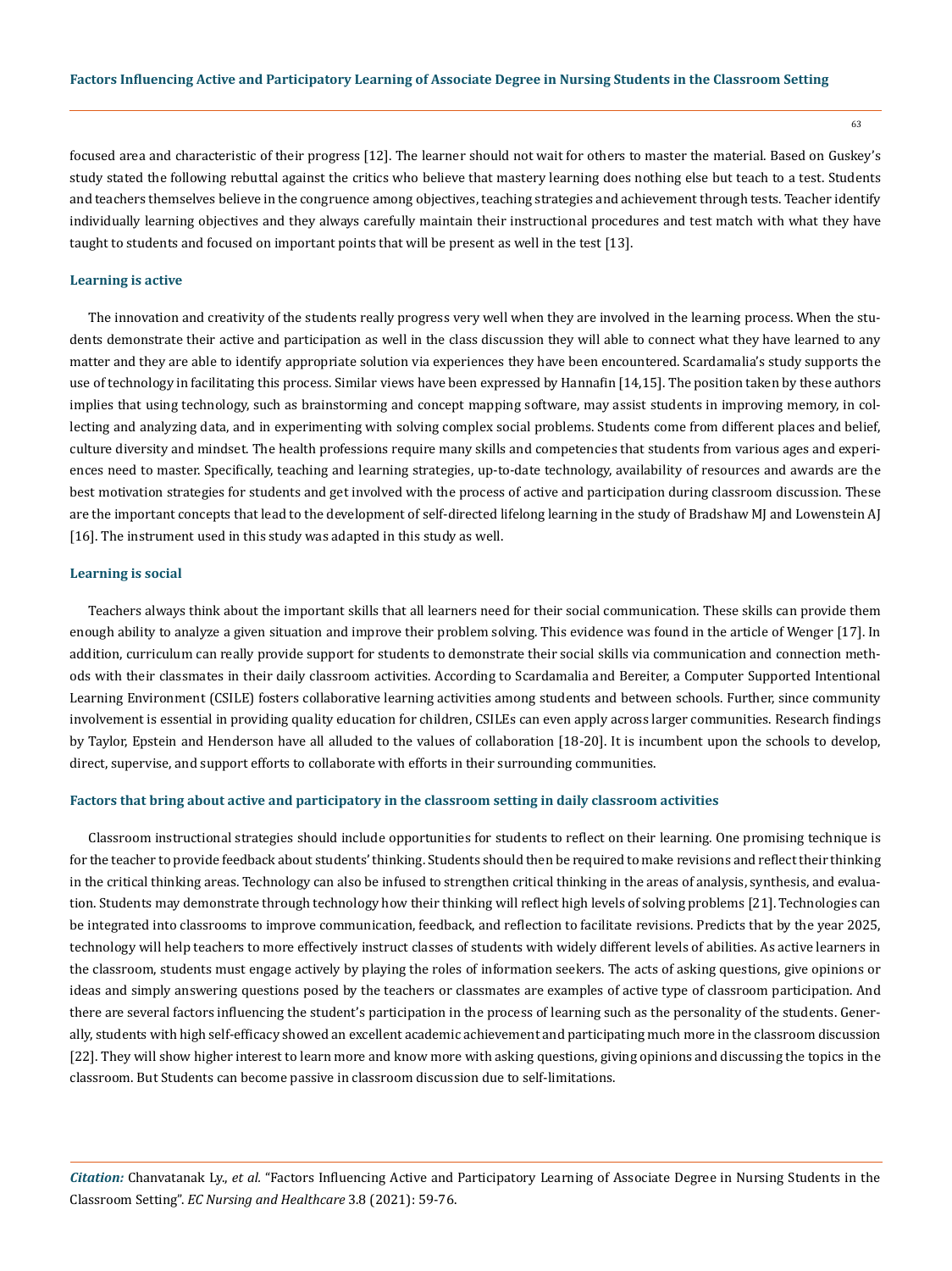focused area and characteristic of their progress [12]. The learner should not wait for others to master the material. Based on Guskey's study stated the following rebuttal against the critics who believe that mastery learning does nothing else but teach to a test. Students and teachers themselves believe in the congruence among objectives, teaching strategies and achievement through tests. Teacher identify individually learning objectives and they always carefully maintain their instructional procedures and test match with what they have taught to students and focused on important points that will be present as well in the test [13].

### Learning is active

The innovation and creativity of the students really progress very well when they are involved in the learning process. When the students demonstrate their active and participation as well in the class discussion they will able to connect what they have learned to any matter and they are able to identify appropriate solution via experiences they have been encountered. Scardamalia's study supports the use of technology in facilitating this process. Similar views have been expressed by Hannafin [14,15]. The position taken by these authors implies that using technology, such as brainstorming and concept mapping software, may assist students in improving memory, in collecting and analyzing data, and in experimenting with solving complex social problems. Students come from different places and belief, culture diversity and mindset. The health professions require many skills and competencies that students from various ages and experiences need to master. Specifically, teaching and learning strategies, up-to-date technology, availability of resources and awards are the best motivation strategies for students and get involved with the process of active and participation during classroom discussion. These are the important concepts that lead to the development of self-directed lifelong learning in the study of Bradshaw MJ and Lowenstein AJ [16]. The instrument used in this study was adapted in this study as well.

### Learning is social

Teachers always think about the important skills that all learners need for their social communication. These skills can provide them enough ability to analyze a given situation and improve their problem solving. This evidence was found in the article of Wenger [17]. In addition, curriculum can really provide support for students to demonstrate their social skills via communication and connection methods with their classmates in their daily classroom activities. According to Scardamalia and Bereiter, a Computer Supported Intentional Learning Environment (CSILE) fosters collaborative learning activities among students and between schools. Further, since community involvement is essential in providing quality education for children, CSILEs can even apply across larger communities. Research findings by Taylor, Epstein and Henderson have all alluded to the values of collaboration [18-20]. It is incumbent upon the schools to develop, direct, supervise, and support efforts to collaborate with efforts in their surrounding communities.

### Factors that bring about active and participatory in the classroom setting in daily classroom activities

Classroom instructional strategies should include opportunities for students to reflect on their learning. One promising technique is for the teacher to provide feedback about students' thinking. Students should then be required to make revisions and reflect their thinking in the critical thinking areas. Technology can also be infused to strengthen critical thinking in the areas of analysis, synthesis, and evaluation. Students may demonstrate through technology how their thinking will reflect high levels of solving problems [21]. Technologies can be integrated into classrooms to improve communication, feedback, and reflection to facilitate revisions. Predicts that by the year 2025, technology will help teachers to more effectively instruct classes of students with widely different levels of abilities. As active learners in the classroom, students must engage actively by playing the roles of information seekers. The acts of asking questions, give opinions or ideas and simply answering questions posed by the teachers or classmates are examples of active type of classroom participation. And there are several factors influencing the student's participation in the process of learning such as the personality of the students. Generally, students with high self-efficacy showed an excellent academic achievement and participating much more in the classroom discussion [22]. They will show higher interest to learn more and know more with asking questions, giving opinions and discussing the topics in the classroom. But Students can become passive in classroom discussion due to self-limitations.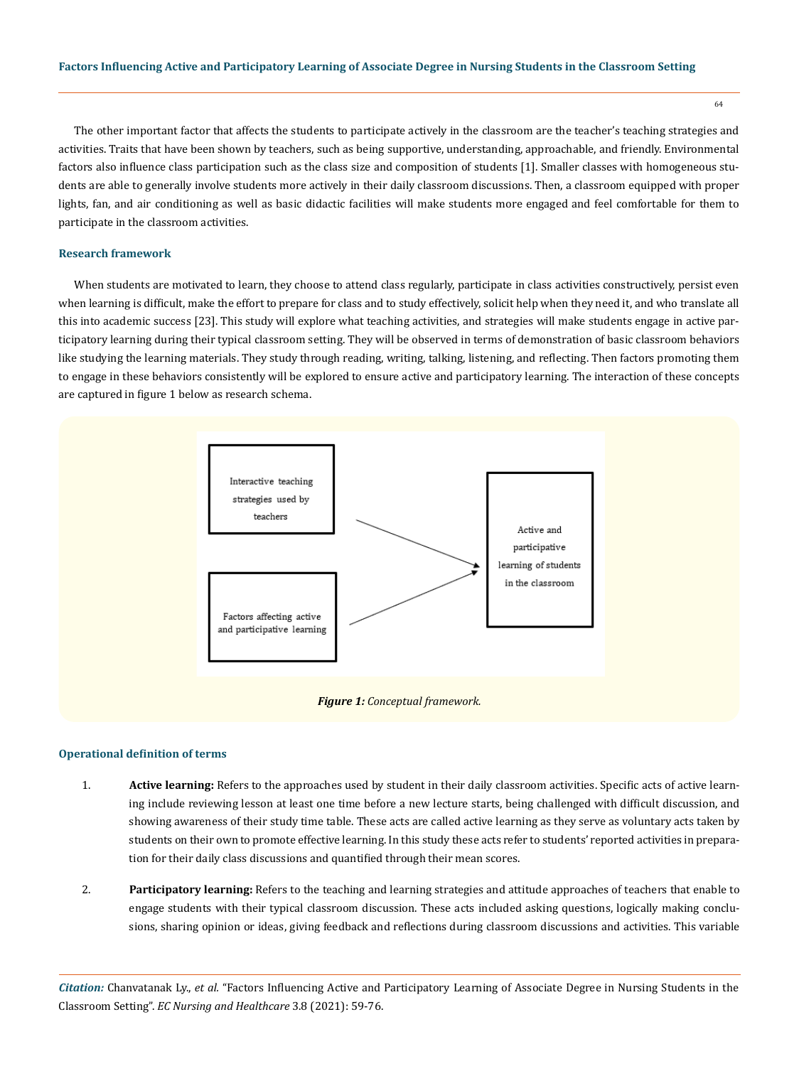The other important factor that affects the students to participate actively in the classroom are the teacher's teaching strategies and activities. Traits that have been shown by teachers, such as being supportive, understanding, approachable, and friendly. Environmental factors also influence class participation such as the class size and composition of students [1]. Smaller classes with homogeneous students are able to generally involve students more actively in their daily classroom discussions. Then, a classroom equipped with proper lights, fan, and air conditioning as well as basic didactic facilities will make students more engaged and feel comfortable for them to participate in the classroom activities.

### Research framework

When students are motivated to learn, they choose to attend class regularly, participate in class activities constructively, persist even when learning is difficult, make the effort to prepare for class and to study effectively, solicit help when they need it, and who translate all this into academic success [23]. This study will explore what teaching activities, and strategies will make students engage in active participatory learning during their typical classroom setting. They will be observed in terms of demonstration of basic classroom behaviors like studying the learning materials. They study through reading, writing, talking, listening, and reflecting. Then factors promoting them to engage in these behaviors consistently will be explored to ensure active and participatory learning. The interaction of these concepts are captured in figure 1 below as research schema.

Interactive teaching strategies used by teachers → Active and participative learning of students in the classroom

Factors affecting active and participative learning → Active and participative learning of students in the classroom

***Figure 1:*** *Conceptual framework.*

### Operational definition of terms

1. **Active learning:** Refers to the approaches used by student in their daily classroom activities. Specific acts of active learning include reviewing lesson at least one time before a new lecture starts, being challenged with difficult discussion, and showing awareness of their study time table. These acts are called active learning as they serve as voluntary acts taken by students on their own to promote effective learning. In this study these acts refer to students' reported activities in preparation for their daily class discussions and quantified through their mean scores.
2. **Participatory learning:** Refers to the teaching and learning strategies and attitude approaches of teachers that enable to engage students with their typical classroom discussion. These acts included asking questions, logically making conclusions, sharing opinion or ideas, giving feedback and reflections during classroom discussions and activities. This variable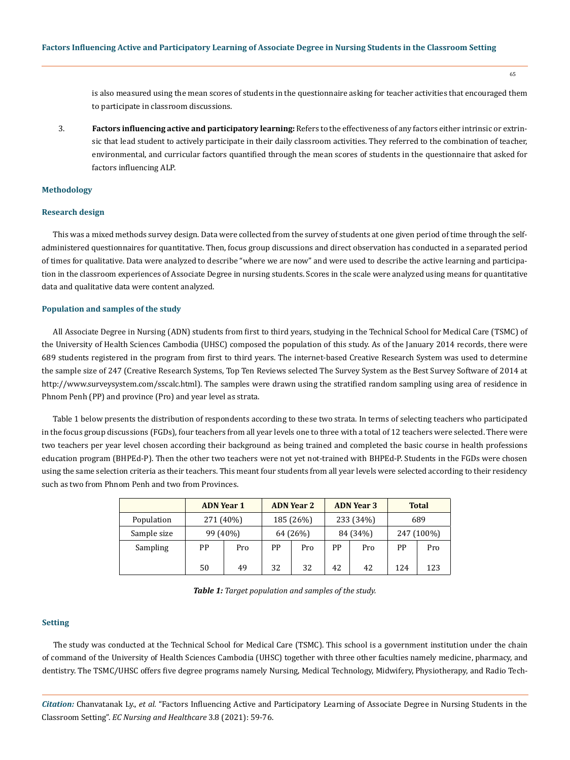is also measured using the mean scores of students in the questionnaire asking for teacher activities that encouraged them to participate in classroom discussions.

3. **Factors influencing active and participatory learning:** Refers to the effectiveness of any factors either intrinsic or extrinsic that lead student to actively participate in their daily classroom activities. They referred to the combination of teacher, environmental, and curricular factors quantified through the mean scores of students in the questionnaire that asked for factors influencing ALP.

## Methodology

### Research design

This was a mixed methods survey design. Data were collected from the survey of students at one given period of time through the self-administered questionnaires for quantitative. Then, focus group discussions and direct observation has conducted in a separated period of times for qualitative. Data were analyzed to describe "where we are now" and were used to describe the active learning and participation in the classroom experiences of Associate Degree in nursing students. Scores in the scale were analyzed using means for quantitative data and qualitative data were content analyzed.

### Population and samples of the study

All Associate Degree in Nursing (ADN) students from first to third years, studying in the Technical School for Medical Care (TSMC) of the University of Health Sciences Cambodia (UHSC) composed the population of this study. As of the January 2014 records, there were 689 students registered in the program from first to third years. The internet-based Creative Research System was used to determine the sample size of 247 (Creative Research Systems, Top Ten Reviews selected The Survey System as the Best Survey Software of 2014 at http://www.surveysystem.com/sscalc.html). The samples were drawn using the stratified random sampling using area of residence in Phnom Penh (PP) and province (Pro) and year level as strata.

Table 1 below presents the distribution of respondents according to these two strata. In terms of selecting teachers who participated in the focus group discussions (FGDs), four teachers from all year levels one to three with a total of 12 teachers were selected. There were two teachers per year level chosen according their background as being trained and completed the basic course in health professions education program (BHPEd-P). Then the other two teachers were not yet not-trained with BHPEd-P. Students in the FGDs were chosen using the same selection criteria as their teachers. This meant four students from all year levels were selected according to their residency such as two from Phnom Penh and two from Provinces.

| | **ADN Year 1** | | **ADN Year 2** | | **ADN Year 3** | | **Total** | |
|---|---|---|---|---|---|---|---|---|
| Population | 271 (40%) | | 185 (26%) | | 233 (34%) | | 689 | |
| Sample size | 99 (40%) | | 64 (26%) | | 84 (34%) | | 247 (100%) | |
| Sampling | PP | Pro | PP | Pro | PP | Pro | PP | Pro |
| | 50 | 49 | 32 | 32 | 42 | 42 | 124 | 123 |

***Table 1:*** *Target population and samples of the study.*

### Setting

The study was conducted at the Technical School for Medical Care (TSMC). This school is a government institution under the chain of command of the University of Health Sciences Cambodia (UHSC) together with three other faculties namely medicine, pharmacy, and dentistry. The TSMC/UHSC offers five degree programs namely Nursing, Medical Technology, Midwifery, Physiotherapy, and Radio Tech-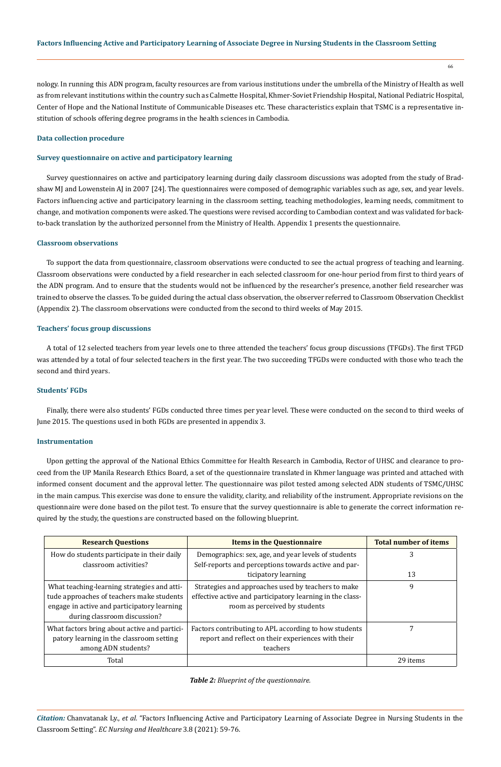nology. In running this ADN program, faculty resources are from various institutions under the umbrella of the Ministry of Health as well as from relevant institutions within the country such as Calmette Hospital, Khmer-Soviet Friendship Hospital, National Pediatric Hospital, Center of Hope and the National Institute of Communicable Diseases etc. These characteristics explain that TSMC is a representative institution of schools offering degree programs in the health sciences in Cambodia.

### Data collection procedure

### Survey questionnaire on active and participatory learning

Survey questionnaires on active and participatory learning during daily classroom discussions was adopted from the study of Bradshaw MJ and Lowenstein AJ in 2007 [24]. The questionnaires were composed of demographic variables such as age, sex, and year levels. Factors influencing active and participatory learning in the classroom setting, teaching methodologies, learning needs, commitment to change, and motivation components were asked. The questions were revised according to Cambodian context and was validated for back-to-back translation by the authorized personnel from the Ministry of Health. Appendix 1 presents the questionnaire.

### Classroom observations

To support the data from questionnaire, classroom observations were conducted to see the actual progress of teaching and learning. Classroom observations were conducted by a field researcher in each selected classroom for one-hour period from first to third years of the ADN program. And to ensure that the students would not be influenced by the researcher's presence, another field researcher was trained to observe the classes. To be guided during the actual class observation, the observer referred to Classroom Observation Checklist (Appendix 2). The classroom observations were conducted from the second to third weeks of May 2015.

### Teachers' focus group discussions

A total of 12 selected teachers from year levels one to three attended the teachers' focus group discussions (TFGDs). The first TFGD was attended by a total of four selected teachers in the first year. The two succeeding TFGDs were conducted with those who teach the second and third years.

### Students' FGDs

Finally, there were also students' FGDs conducted three times per year level. These were conducted on the second to third weeks of June 2015. The questions used in both FGDs are presented in appendix 3.

### Instrumentation

Upon getting the approval of the National Ethics Committee for Health Research in Cambodia, Rector of UHSC and clearance to proceed from the UP Manila Research Ethics Board, a set of the questionnaire translated in Khmer language was printed and attached with informed consent document and the approval letter. The questionnaire was pilot tested among selected ADN students of TSMC/UHSC in the main campus. This exercise was done to ensure the validity, clarity, and reliability of the instrument. Appropriate revisions on the questionnaire were done based on the pilot test. To ensure that the survey questionnaire is able to generate the correct information required by the study, the questions are constructed based on the following blueprint.

| Research Questions | Items in the Questionnaire | Total number of items |
|---|---|---|
| How do students participate in their daily classroom activities? | Demographics: sex, age, and year levels of students<br>Self-reports and perceptions towards active and participatory learning | 3<br><br>13 |
| What teaching-learning strategies and attitude approaches of teachers make students engage in active and participatory learning during classroom discussion? | Strategies and approaches used by teachers to make effective active and participatory learning in the classroom as perceived by students | 9 |
| What factors bring about active and participatory learning in the classroom setting among ADN students? | Factors contributing to APL according to how students report and reflect on their experiences with their teachers | 7 |
| Total | | 29 items |

***Table 2:*** *Blueprint of the questionnaire.*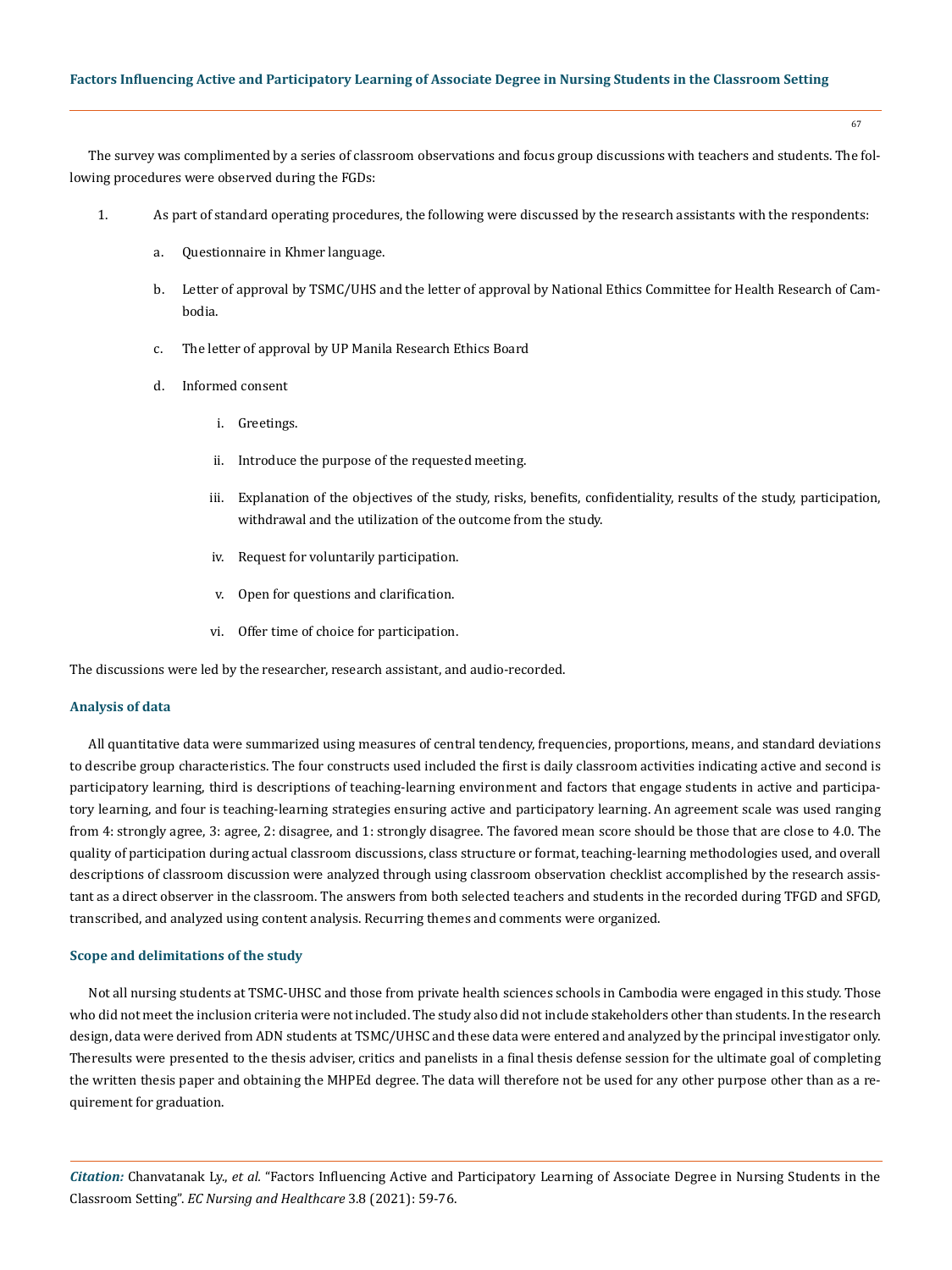The survey was complimented by a series of classroom observations and focus group discussions with teachers and students. The following procedures were observed during the FGDs:

1. As part of standard operating procedures, the following were discussed by the research assistants with the respondents:
    a. Questionnaire in Khmer language.
    b. Letter of approval by TSMC/UHS and the letter of approval by National Ethics Committee for Health Research of Cambodia.
    c. The letter of approval by UP Manila Research Ethics Board
    d. Informed consent
        i. Greetings.
        ii. Introduce the purpose of the requested meeting.
        iii. Explanation of the objectives of the study, risks, benefits, confidentiality, results of the study, participation, withdrawal and the utilization of the outcome from the study.
        iv. Request for voluntarily participation.
        v. Open for questions and clarification.
        vi. Offer time of choice for participation.

The discussions were led by the researcher, research assistant, and audio-recorded.

## Analysis of data

All quantitative data were summarized using measures of central tendency, frequencies, proportions, means, and standard deviations to describe group characteristics. The four constructs used included the first is daily classroom activities indicating active and second is participatory learning, third is descriptions of teaching-learning environment and factors that engage students in active and participatory learning, and four is teaching-learning strategies ensuring active and participatory learning. An agreement scale was used ranging from 4: strongly agree, 3: agree, 2: disagree, and 1: strongly disagree. The favored mean score should be those that are close to 4.0. The quality of participation during actual classroom discussions, class structure or format, teaching-learning methodologies used, and overall descriptions of classroom discussion were analyzed through using classroom observation checklist accomplished by the research assistant as a direct observer in the classroom. The answers from both selected teachers and students in the recorded during TFGD and SFGD, transcribed, and analyzed using content analysis. Recurring themes and comments were organized.

## Scope and delimitations of the study

Not all nursing students at TSMC-UHSC and those from private health sciences schools in Cambodia were engaged in this study. Those who did not meet the inclusion criteria were not included. The study also did not include stakeholders other than students. In the research design, data were derived from ADN students at TSMC/UHSC and these data were entered and analyzed by the principal investigator only. Theresults were presented to the thesis adviser, critics and panelists in a final thesis defense session for the ultimate goal of completing the written thesis paper and obtaining the MHPEd degree. The data will therefore not be used for any other purpose other than as a requirement for graduation.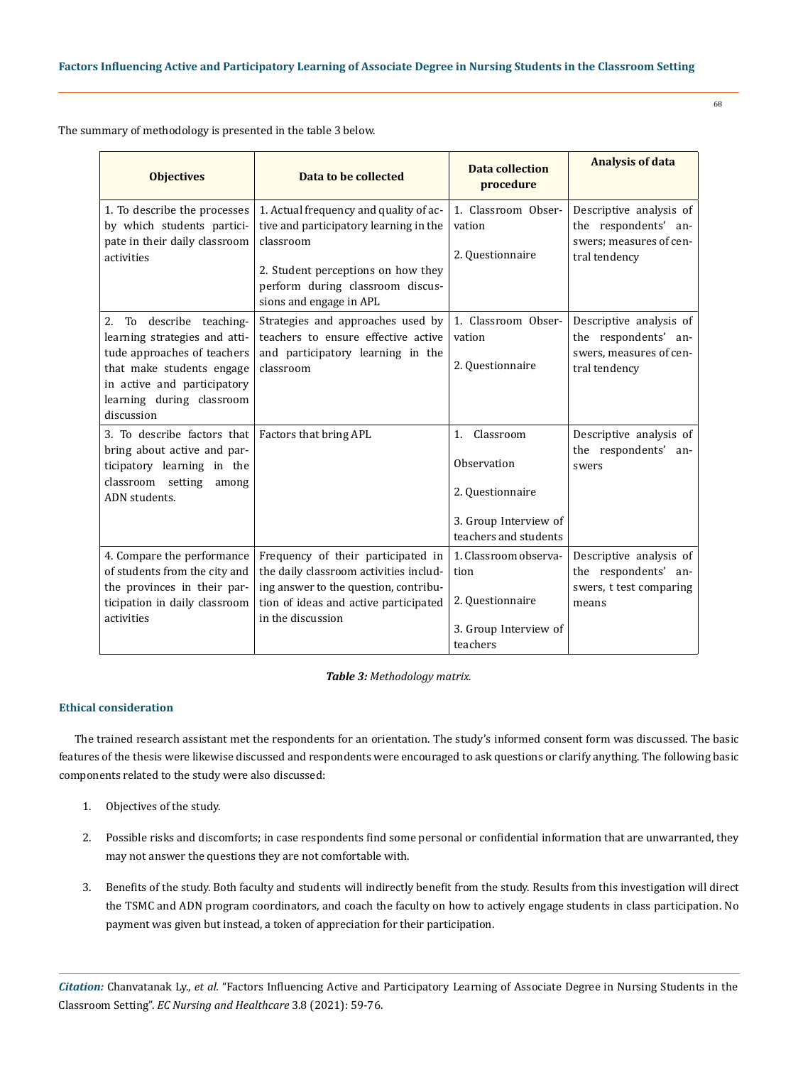The summary of methodology is presented in the table 3 below.

| Objectives | Data to be collected | Data collection procedure | Analysis of data |
|---|---|---|---|
| 1. To describe the processes by which students participate in their daily classroom activities | 1. Actual frequency and quality of active and participatory learning in the classroom<br><br>2. Student perceptions on how they perform during classroom discussions and engage in APL | 1. Classroom Observation<br><br>2. Questionnaire | Descriptive analysis of the respondents' answers; measures of central tendency |
| 2. To describe teaching-learning strategies and attitude approaches of teachers that make students engage in active and participatory learning during classroom discussion | Strategies and approaches used by teachers to ensure effective active and participatory learning in the classroom | 1. Classroom Observation<br><br>2. Questionnaire | Descriptive analysis of the respondents' answers, measures of central tendency |
| 3. To describe factors that bring about active and participatory learning in the classroom setting among ADN students. | Factors that bring APL | 1. Classroom Observation<br><br>2. Questionnaire<br><br>3. Group Interview of teachers and students | Descriptive analysis of the respondents' answers |
| 4. Compare the performance of students from the city and the provinces in their participation in daily classroom activities | Frequency of their participated in the daily classroom activities including answer to the question, contribution of ideas and active participated in the discussion | 1. Classroom observation<br><br>2. Questionnaire<br><br>3. Group Interview of teachers | Descriptive analysis of the respondents' answers, t test comparing means |

***Table 3:*** *Methodology matrix.*

### Ethical consideration

The trained research assistant met the respondents for an orientation. The study's informed consent form was discussed. The basic features of the thesis were likewise discussed and respondents were encouraged to ask questions or clarify anything. The following basic components related to the study were also discussed:

1. Objectives of the study.
2. Possible risks and discomforts; in case respondents find some personal or confidential information that are unwarranted, they may not answer the questions they are not comfortable with.
3. Benefits of the study. Both faculty and students will indirectly benefit from the study. Results from this investigation will direct the TSMC and ADN program coordinators, and coach the faculty on how to actively engage students in class participation. No payment was given but instead, a token of appreciation for their participation.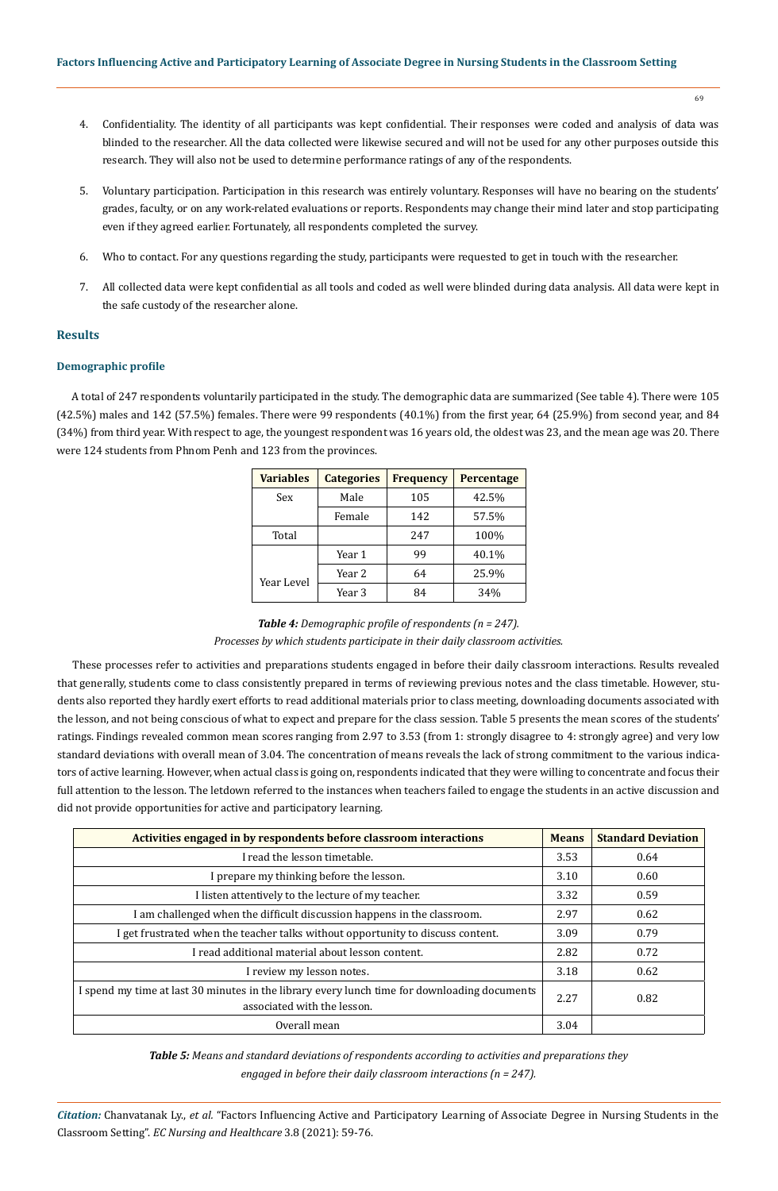4. Confidentiality. The identity of all participants was kept confidential. Their responses were coded and analysis of data was blinded to the researcher. All the data collected were likewise secured and will not be used for any other purposes outside this research. They will also not be used to determine performance ratings of any of the respondents.

5. Voluntary participation. Participation in this research was entirely voluntary. Responses will have no bearing on the students' grades, faculty, or on any work-related evaluations or reports. Respondents may change their mind later and stop participating even if they agreed earlier. Fortunately, all respondents completed the survey.

6. Who to contact. For any questions regarding the study, participants were requested to get in touch with the researcher.

7. All collected data were kept confidential as all tools and coded as well were blinded during data analysis. All data were kept in the safe custody of the researcher alone.

## Results

### Demographic profile

A total of 247 respondents voluntarily participated in the study. The demographic data are summarized (See table 4). There were 105 (42.5%) males and 142 (57.5%) females. There were 99 respondents (40.1%) from the first year, 64 (25.9%) from second year, and 84 (34%) from third year. With respect to age, the youngest respondent was 16 years old, the oldest was 23, and the mean age was 20. There were 124 students from Phnom Penh and 123 from the provinces.

| Variables | Categories | Frequency | Percentage |
|---|---|---|---|
| Sex | Male | 105 | 42.5% |
| | Female | 142 | 57.5% |
| Total | | 247 | 100% |
| Year Level | Year 1 | 99 | 40.1% |
| | Year 2 | 64 | 25.9% |
| | Year 3 | 84 | 34% |

***Table 4:*** *Demographic profile of respondents (n = 247).*

*Processes by which students participate in their daily classroom activities.*

These processes refer to activities and preparations students engaged in before their daily classroom interactions. Results revealed that generally, students come to class consistently prepared in terms of reviewing previous notes and the class timetable. However, students also reported they hardly exert efforts to read additional materials prior to class meeting, downloading documents associated with the lesson, and not being conscious of what to expect and prepare for the class session. Table 5 presents the mean scores of the students' ratings. Findings revealed common mean scores ranging from 2.97 to 3.53 (from 1: strongly disagree to 4: strongly agree) and very low standard deviations with overall mean of 3.04. The concentration of means reveals the lack of strong commitment to the various indicators of active learning. However, when actual class is going on, respondents indicated that they were willing to concentrate and focus their full attention to the lesson. The letdown referred to the instances when teachers failed to engage the students in an active discussion and did not provide opportunities for active and participatory learning.

| Activities engaged in by respondents before classroom interactions | Means | Standard Deviation |
|---|---|---|
| I read the lesson timetable. | 3.53 | 0.64 |
| I prepare my thinking before the lesson. | 3.10 | 0.60 |
| I listen attentively to the lecture of my teacher. | 3.32 | 0.59 |
| I am challenged when the difficult discussion happens in the classroom. | 2.97 | 0.62 |
| I get frustrated when the teacher talks without opportunity to discuss content. | 3.09 | 0.79 |
| I read additional material about lesson content. | 2.82 | 0.72 |
| I review my lesson notes. | 3.18 | 0.62 |
| I spend my time at last 30 minutes in the library every lunch time for downloading documents associated with the lesson. | 2.27 | 0.82 |
| Overall mean | 3.04 | |

***Table 5:*** *Means and standard deviations of respondents according to activities and preparations they engaged in before their daily classroom interactions (n = 247).*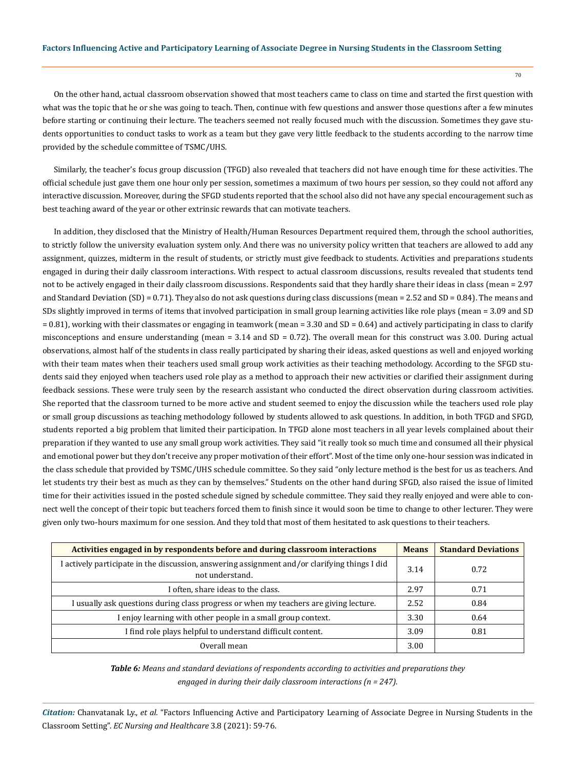On the other hand, actual classroom observation showed that most teachers came to class on time and started the first question with what was the topic that he or she was going to teach. Then, continue with few questions and answer those questions after a few minutes before starting or continuing their lecture. The teachers seemed not really focused much with the discussion. Sometimes they gave students opportunities to conduct tasks to work as a team but they gave very little feedback to the students according to the narrow time provided by the schedule committee of TSMC/UHS.

Similarly, the teacher's focus group discussion (TFGD) also revealed that teachers did not have enough time for these activities. The official schedule just gave them one hour only per session, sometimes a maximum of two hours per session, so they could not afford any interactive discussion. Moreover, during the SFGD students reported that the school also did not have any special encouragement such as best teaching award of the year or other extrinsic rewards that can motivate teachers.

In addition, they disclosed that the Ministry of Health/Human Resources Department required them, through the school authorities, to strictly follow the university evaluation system only. And there was no university policy written that teachers are allowed to add any assignment, quizzes, midterm in the result of students, or strictly must give feedback to students. Activities and preparations students engaged in during their daily classroom interactions. With respect to actual classroom discussions, results revealed that students tend not to be actively engaged in their daily classroom discussions. Respondents said that they hardly share their ideas in class (mean = 2.97 and Standard Deviation (SD) = 0.71). They also do not ask questions during class discussions (mean = 2.52 and SD = 0.84). The means and SDs slightly improved in terms of items that involved participation in small group learning activities like role plays (mean = 3.09 and SD = 0.81), working with their classmates or engaging in teamwork (mean = 3.30 and SD = 0.64) and actively participating in class to clarify misconceptions and ensure understanding (mean = 3.14 and SD = 0.72). The overall mean for this construct was 3.00. During actual observations, almost half of the students in class really participated by sharing their ideas, asked questions as well and enjoyed working with their team mates when their teachers used small group work activities as their teaching methodology. According to the SFGD students said they enjoyed when teachers used role play as a method to approach their new activities or clarified their assignment during feedback sessions. These were truly seen by the research assistant who conducted the direct observation during classroom activities. She reported that the classroom turned to be more active and student seemed to enjoy the discussion while the teachers used role play or small group discussions as teaching methodology followed by students allowed to ask questions. In addition, in both TFGD and SFGD, students reported a big problem that limited their participation. In TFGD alone most teachers in all year levels complained about their preparation if they wanted to use any small group work activities. They said "it really took so much time and consumed all their physical and emotional power but they don't receive any proper motivation of their effort". Most of the time only one-hour session was indicated in the class schedule that provided by TSMC/UHS schedule committee. So they said "only lecture method is the best for us as teachers. And let students try their best as much as they can by themselves." Students on the other hand during SFGD, also raised the issue of limited time for their activities issued in the posted schedule signed by schedule committee. They said they really enjoyed and were able to connect well the concept of their topic but teachers forced them to finish since it would soon be time to change to other lecturer. They were given only two-hours maximum for one session. And they told that most of them hesitated to ask questions to their teachers.

| Activities engaged in by respondents before and during classroom interactions | Means | Standard Deviations |
|---|---|---|
| I actively participate in the discussion, answering assignment and/or clarifying things I did not understand. | 3.14 | 0.72 |
| I often, share ideas to the class. | 2.97 | 0.71 |
| I usually ask questions during class progress or when my teachers are giving lecture. | 2.52 | 0.84 |
| I enjoy learning with other people in a small group context. | 3.30 | 0.64 |
| I find role plays helpful to understand difficult content. | 3.09 | 0.81 |
| Overall mean | 3.00 | |

***Table 6:*** *Means and standard deviations of respondents according to activities and preparations they engaged in during their daily classroom interactions (n = 247).*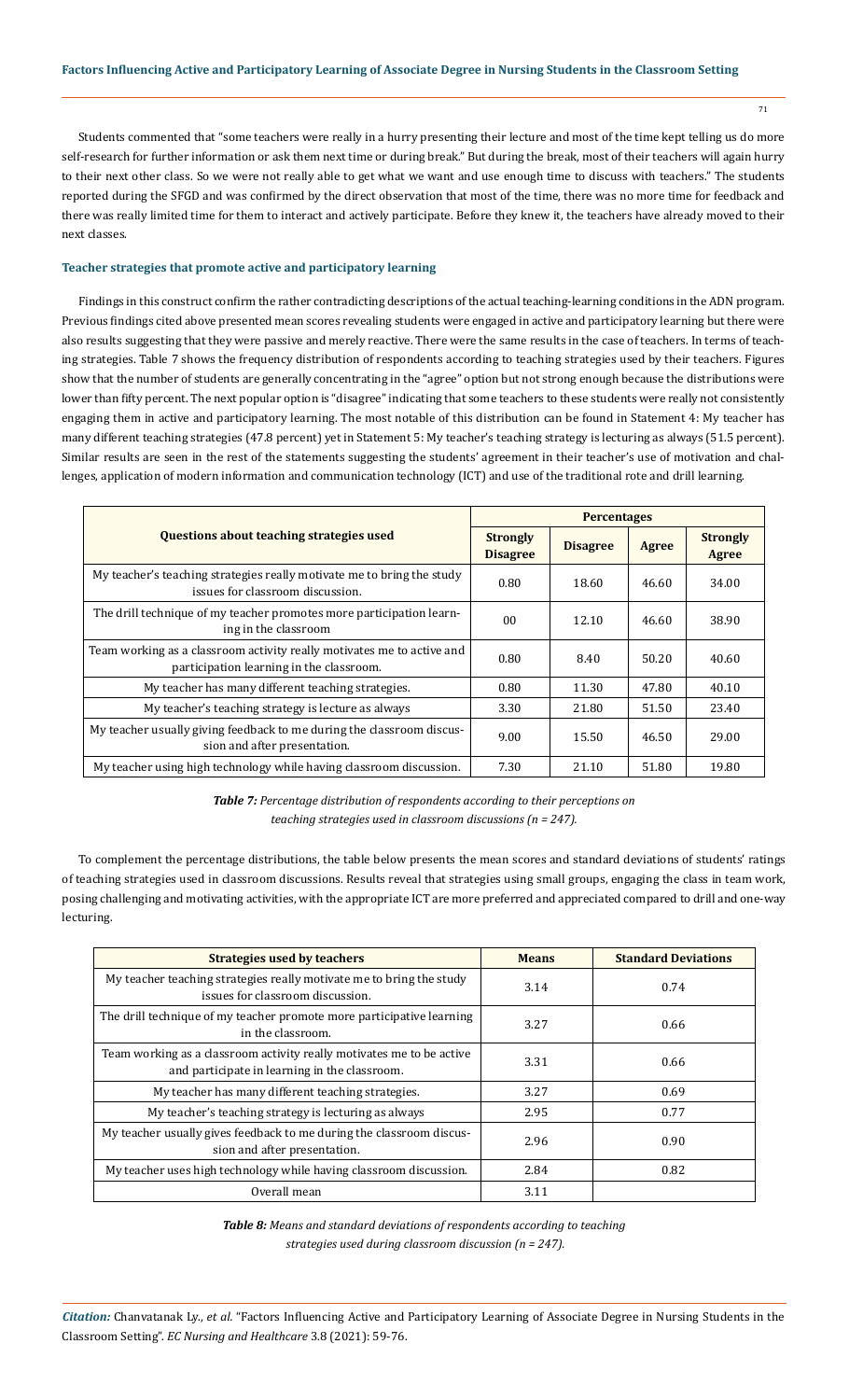Students commented that "some teachers were really in a hurry presenting their lecture and most of the time kept telling us do more self-research for further information or ask them next time or during break." But during the break, most of their teachers will again hurry to their next other class. So we were not really able to get what we want and use enough time to discuss with teachers." The students reported during the SFGD and was confirmed by the direct observation that most of the time, there was no more time for feedback and there was really limited time for them to interact and actively participate. Before they knew it, the teachers have already moved to their next classes.

### Teacher strategies that promote active and participatory learning

Findings in this construct confirm the rather contradicting descriptions of the actual teaching-learning conditions in the ADN program. Previous findings cited above presented mean scores revealing students were engaged in active and participatory learning but there were also results suggesting that they were passive and merely reactive. There were the same results in the case of teachers. In terms of teaching strategies. Table 7 shows the frequency distribution of respondents according to teaching strategies used by their teachers. Figures show that the number of students are generally concentrating in the "agree" option but not strong enough because the distributions were lower than fifty percent. The next popular option is "disagree" indicating that some teachers to these students were really not consistently engaging them in active and participatory learning. The most notable of this distribution can be found in Statement 4: My teacher has many different teaching strategies (47.8 percent) yet in Statement 5: My teacher's teaching strategy is lecturing as always (51.5 percent). Similar results are seen in the rest of the statements suggesting the students' agreement in their teacher's use of motivation and challenges, application of modern information and communication technology (ICT) and use of the traditional rote and drill learning.

| Questions about teaching strategies used | Percentages | | | |
|---|---|---|---|---|
| | Strongly Disagree | Disagree | Agree | Strongly Agree |
| My teacher's teaching strategies really motivate me to bring the study issues for classroom discussion. | 0.80 | 18.60 | 46.60 | 34.00 |
| The drill technique of my teacher promotes more participation learning in the classroom | 00 | 12.10 | 46.60 | 38.90 |
| Team working as a classroom activity really motivates me to active and participation learning in the classroom. | 0.80 | 8.40 | 50.20 | 40.60 |
| My teacher has many different teaching strategies. | 0.80 | 11.30 | 47.80 | 40.10 |
| My teacher's teaching strategy is lecture as always | 3.30 | 21.80 | 51.50 | 23.40 |
| My teacher usually giving feedback to me during the classroom discussion and after presentation. | 9.00 | 15.50 | 46.50 | 29.00 |
| My teacher using high technology while having classroom discussion. | 7.30 | 21.10 | 51.80 | 19.80 |

*Table 7: Percentage distribution of respondents according to their perceptions on teaching strategies used in classroom discussions (n = 247).*

To complement the percentage distributions, the table below presents the mean scores and standard deviations of students' ratings of teaching strategies used in classroom discussions. Results reveal that strategies using small groups, engaging the class in team work, posing challenging and motivating activities, with the appropriate ICT are more preferred and appreciated compared to drill and one-way lecturing.

| Strategies used by teachers | Means | Standard Deviations |
|---|---|---|
| My teacher teaching strategies really motivate me to bring the study issues for classroom discussion. | 3.14 | 0.74 |
| The drill technique of my teacher promote more participative learning in the classroom. | 3.27 | 0.66 |
| Team working as a classroom activity really motivates me to be active and participate in learning in the classroom. | 3.31 | 0.66 |
| My teacher has many different teaching strategies. | 3.27 | 0.69 |
| My teacher's teaching strategy is lecturing as always | 2.95 | 0.77 |
| My teacher usually gives feedback to me during the classroom discussion and after presentation. | 2.96 | 0.90 |
| My teacher uses high technology while having classroom discussion. | 2.84 | 0.82 |
| Overall mean | 3.11 | |

*Table 8: Means and standard deviations of respondents according to teaching strategies used during classroom discussion (n = 247).*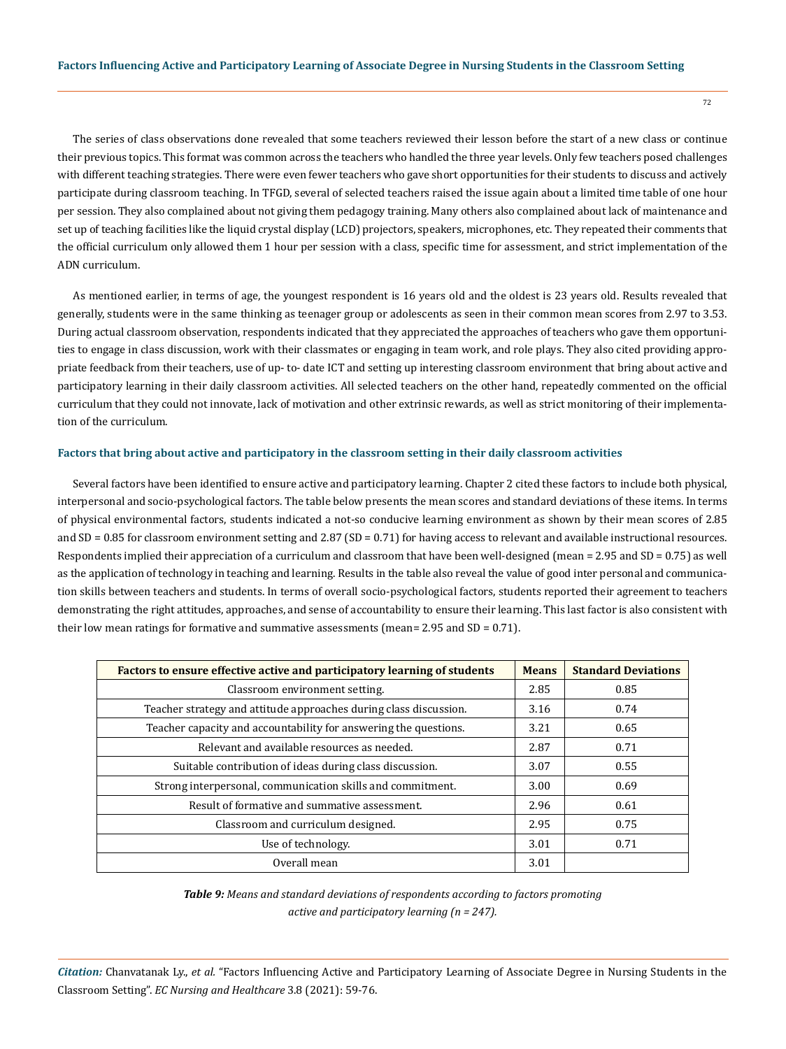The series of class observations done revealed that some teachers reviewed their lesson before the start of a new class or continue their previous topics. This format was common across the teachers who handled the three year levels. Only few teachers posed challenges with different teaching strategies. There were even fewer teachers who gave short opportunities for their students to discuss and actively participate during classroom teaching. In TFGD, several of selected teachers raised the issue again about a limited time table of one hour per session. They also complained about not giving them pedagogy training. Many others also complained about lack of maintenance and set up of teaching facilities like the liquid crystal display (LCD) projectors, speakers, microphones, etc. They repeated their comments that the official curriculum only allowed them 1 hour per session with a class, specific time for assessment, and strict implementation of the ADN curriculum.

As mentioned earlier, in terms of age, the youngest respondent is 16 years old and the oldest is 23 years old. Results revealed that generally, students were in the same thinking as teenager group or adolescents as seen in their common mean scores from 2.97 to 3.53. During actual classroom observation, respondents indicated that they appreciated the approaches of teachers who gave them opportunities to engage in class discussion, work with their classmates or engaging in team work, and role plays. They also cited providing appropriate feedback from their teachers, use of up- to- date ICT and setting up interesting classroom environment that bring about active and participatory learning in their daily classroom activities. All selected teachers on the other hand, repeatedly commented on the official curriculum that they could not innovate, lack of motivation and other extrinsic rewards, as well as strict monitoring of their implementation of the curriculum.

### Factors that bring about active and participatory in the classroom setting in their daily classroom activities

Several factors have been identified to ensure active and participatory learning. Chapter 2 cited these factors to include both physical, interpersonal and socio-psychological factors. The table below presents the mean scores and standard deviations of these items. In terms of physical environmental factors, students indicated a not-so conducive learning environment as shown by their mean scores of 2.85 and SD = 0.85 for classroom environment setting and 2.87 (SD = 0.71) for having access to relevant and available instructional resources. Respondents implied their appreciation of a curriculum and classroom that have been well-designed (mean = 2.95 and SD = 0.75) as well as the application of technology in teaching and learning. Results in the table also reveal the value of good inter personal and communication skills between teachers and students. In terms of overall socio-psychological factors, students reported their agreement to teachers demonstrating the right attitudes, approaches, and sense of accountability to ensure their learning. This last factor is also consistent with their low mean ratings for formative and summative assessments (mean= 2.95 and SD = 0.71).

| Factors to ensure effective active and participatory learning of students | Means | Standard Deviations |
|---|---|---|
| Classroom environment setting. | 2.85 | 0.85 |
| Teacher strategy and attitude approaches during class discussion. | 3.16 | 0.74 |
| Teacher capacity and accountability for answering the questions. | 3.21 | 0.65 |
| Relevant and available resources as needed. | 2.87 | 0.71 |
| Suitable contribution of ideas during class discussion. | 3.07 | 0.55 |
| Strong interpersonal, communication skills and commitment. | 3.00 | 0.69 |
| Result of formative and summative assessment. | 2.96 | 0.61 |
| Classroom and curriculum designed. | 2.95 | 0.75 |
| Use of technology. | 3.01 | 0.71 |
| Overall mean | 3.01 | |

***Table 9:*** *Means and standard deviations of respondents according to factors promoting active and participatory learning (n = 247).*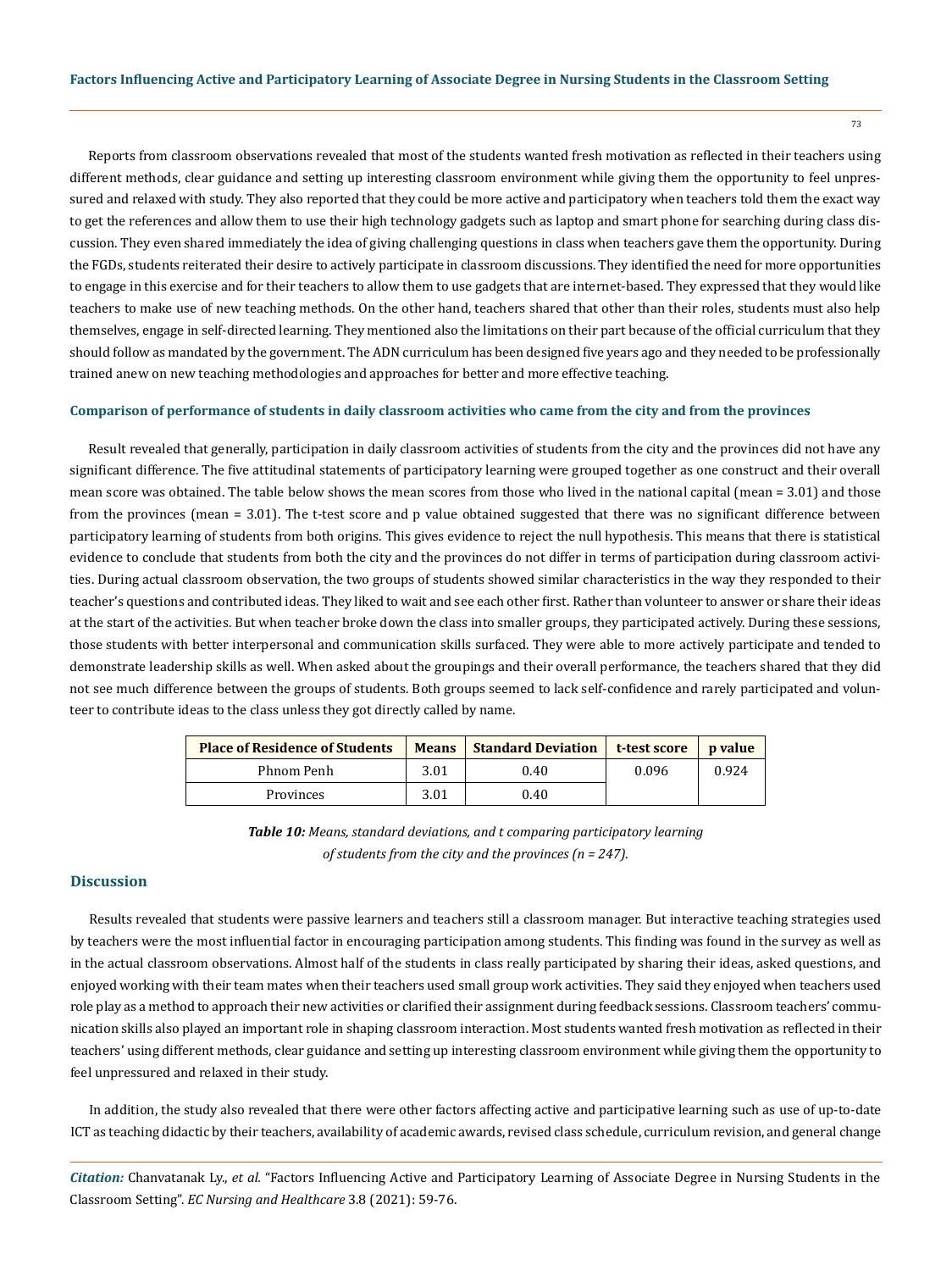Reports from classroom observations revealed that most of the students wanted fresh motivation as reflected in their teachers using different methods, clear guidance and setting up interesting classroom environment while giving them the opportunity to feel unpressured and relaxed with study. They also reported that they could be more active and participatory when teachers told them the exact way to get the references and allow them to use their high technology gadgets such as laptop and smart phone for searching during class discussion. They even shared immediately the idea of giving challenging questions in class when teachers gave them the opportunity. During the FGDs, students reiterated their desire to actively participate in classroom discussions. They identified the need for more opportunities to engage in this exercise and for their teachers to allow them to use gadgets that are internet-based. They expressed that they would like teachers to make use of new teaching methods. On the other hand, teachers shared that other than their roles, students must also help themselves, engage in self-directed learning. They mentioned also the limitations on their part because of the official curriculum that they should follow as mandated by the government. The ADN curriculum has been designed five years ago and they needed to be professionally trained anew on new teaching methodologies and approaches for better and more effective teaching.

#### Comparison of performance of students in daily classroom activities who came from the city and from the provinces

Result revealed that generally, participation in daily classroom activities of students from the city and the provinces did not have any significant difference. The five attitudinal statements of participatory learning were grouped together as one construct and their overall mean score was obtained. The table below shows the mean scores from those who lived in the national capital (mean = 3.01) and those from the provinces (mean = 3.01). The t-test score and p value obtained suggested that there was no significant difference between participatory learning of students from both origins. This gives evidence to reject the null hypothesis. This means that there is statistical evidence to conclude that students from both the city and the provinces do not differ in terms of participation during classroom activities. During actual classroom observation, the two groups of students showed similar characteristics in the way they responded to their teacher's questions and contributed ideas. They liked to wait and see each other first. Rather than volunteer to answer or share their ideas at the start of the activities. But when teacher broke down the class into smaller groups, they participated actively. During these sessions, those students with better interpersonal and communication skills surfaced. They were able to more actively participate and tended to demonstrate leadership skills as well. When asked about the groupings and their overall performance, the teachers shared that they did not see much difference between the groups of students. Both groups seemed to lack self-confidence and rarely participated and volunteer to contribute ideas to the class unless they got directly called by name.

| Place of Residence of Students | Means | Standard Deviation | t-test score | p value |
|---|---|---|---|---|
| Phnom Penh | 3.01 | 0.40 | 0.096 | 0.924 |
| Provinces | 3.01 | 0.40 | | |

***Table 10:*** *Means, standard deviations, and t comparing participatory learning of students from the city and the provinces (n = 247).*

## Discussion

Results revealed that students were passive learners and teachers still a classroom manager. But interactive teaching strategies used by teachers were the most influential factor in encouraging participation among students. This finding was found in the survey as well as in the actual classroom observations. Almost half of the students in class really participated by sharing their ideas, asked questions, and enjoyed working with their team mates when their teachers used small group work activities. They said they enjoyed when teachers used role play as a method to approach their new activities or clarified their assignment during feedback sessions. Classroom teachers' communication skills also played an important role in shaping classroom interaction. Most students wanted fresh motivation as reflected in their teachers' using different methods, clear guidance and setting up interesting classroom environment while giving them the opportunity to feel unpressured and relaxed in their study.

In addition, the study also revealed that there were other factors affecting active and participative learning such as use of up-to-date ICT as teaching didactic by their teachers, availability of academic awards, revised class schedule, curriculum revision, and general change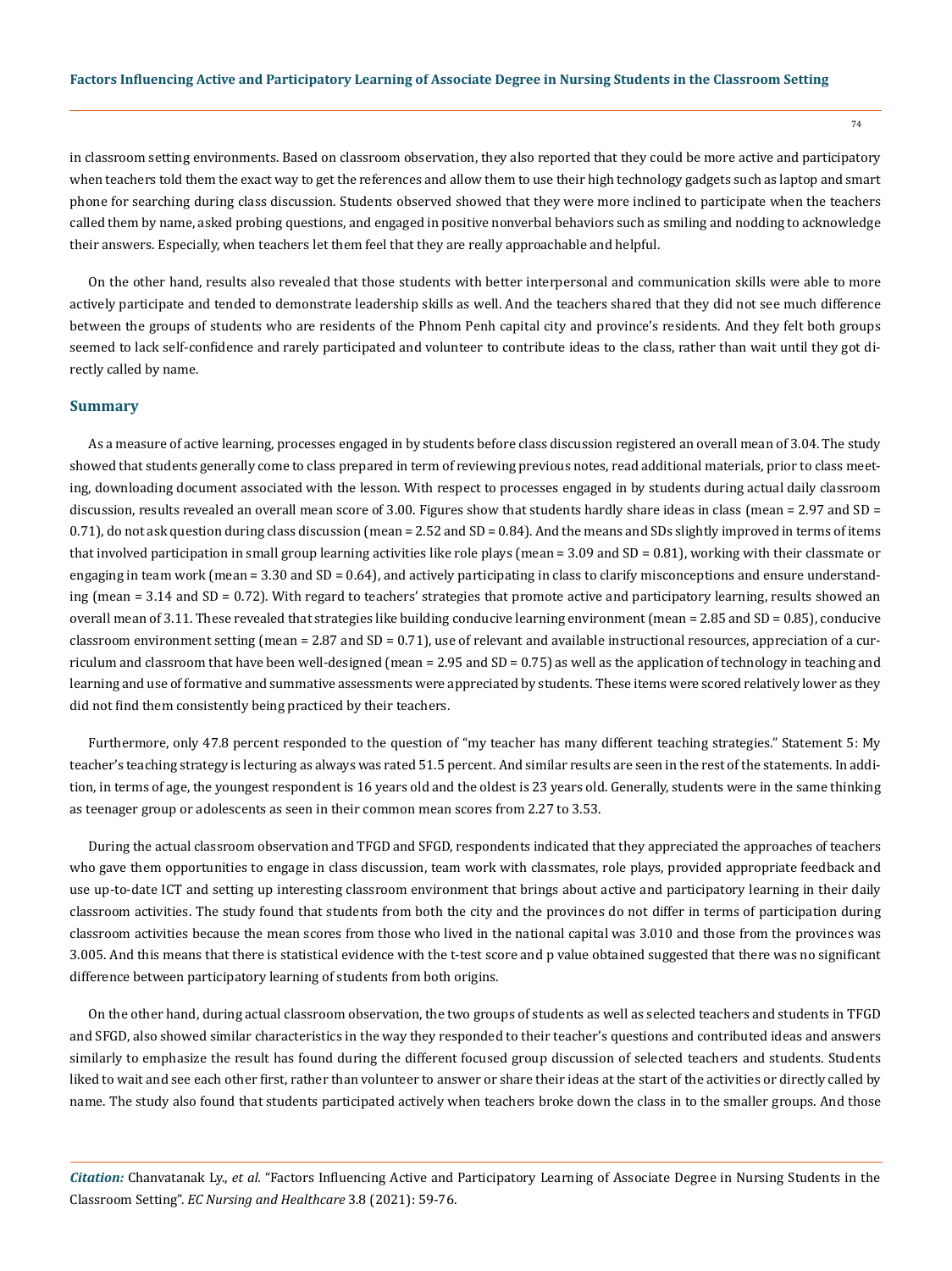in classroom setting environments. Based on classroom observation, they also reported that they could be more active and participatory when teachers told them the exact way to get the references and allow them to use their high technology gadgets such as laptop and smart phone for searching during class discussion. Students observed showed that they were more inclined to participate when the teachers called them by name, asked probing questions, and engaged in positive nonverbal behaviors such as smiling and nodding to acknowledge their answers. Especially, when teachers let them feel that they are really approachable and helpful.

On the other hand, results also revealed that those students with better interpersonal and communication skills were able to more actively participate and tended to demonstrate leadership skills as well. And the teachers shared that they did not see much difference between the groups of students who are residents of the Phnom Penh capital city and province's residents. And they felt both groups seemed to lack self-confidence and rarely participated and volunteer to contribute ideas to the class, rather than wait until they got directly called by name.

## Summary

As a measure of active learning, processes engaged in by students before class discussion registered an overall mean of 3.04. The study showed that students generally come to class prepared in term of reviewing previous notes, read additional materials, prior to class meeting, downloading document associated with the lesson. With respect to processes engaged in by students during actual daily classroom discussion, results revealed an overall mean score of 3.00. Figures show that students hardly share ideas in class (mean = 2.97 and SD = 0.71), do not ask question during class discussion (mean = 2.52 and SD = 0.84). And the means and SDs slightly improved in terms of items that involved participation in small group learning activities like role plays (mean = 3.09 and SD = 0.81), working with their classmate or engaging in team work (mean = 3.30 and SD = 0.64), and actively participating in class to clarify misconceptions and ensure understanding (mean = 3.14 and SD = 0.72). With regard to teachers' strategies that promote active and participatory learning, results showed an overall mean of 3.11. These revealed that strategies like building conducive learning environment (mean = 2.85 and SD = 0.85), conducive classroom environment setting (mean = 2.87 and SD = 0.71), use of relevant and available instructional resources, appreciation of a curriculum and classroom that have been well-designed (mean = 2.95 and SD = 0.75) as well as the application of technology in teaching and learning and use of formative and summative assessments were appreciated by students. These items were scored relatively lower as they did not find them consistently being practiced by their teachers.

Furthermore, only 47.8 percent responded to the question of "my teacher has many different teaching strategies." Statement 5: My teacher's teaching strategy is lecturing as always was rated 51.5 percent. And similar results are seen in the rest of the statements. In addition, in terms of age, the youngest respondent is 16 years old and the oldest is 23 years old. Generally, students were in the same thinking as teenager group or adolescents as seen in their common mean scores from 2.27 to 3.53.

During the actual classroom observation and TFGD and SFGD, respondents indicated that they appreciated the approaches of teachers who gave them opportunities to engage in class discussion, team work with classmates, role plays, provided appropriate feedback and use up-to-date ICT and setting up interesting classroom environment that brings about active and participatory learning in their daily classroom activities. The study found that students from both the city and the provinces do not differ in terms of participation during classroom activities because the mean scores from those who lived in the national capital was 3.010 and those from the provinces was 3.005. And this means that there is statistical evidence with the t-test score and p value obtained suggested that there was no significant difference between participatory learning of students from both origins.

On the other hand, during actual classroom observation, the two groups of students as well as selected teachers and students in TFGD and SFGD, also showed similar characteristics in the way they responded to their teacher's questions and contributed ideas and answers similarly to emphasize the result has found during the different focused group discussion of selected teachers and students. Students liked to wait and see each other first, rather than volunteer to answer or share their ideas at the start of the activities or directly called by name. The study also found that students participated actively when teachers broke down the class in to the smaller groups. And those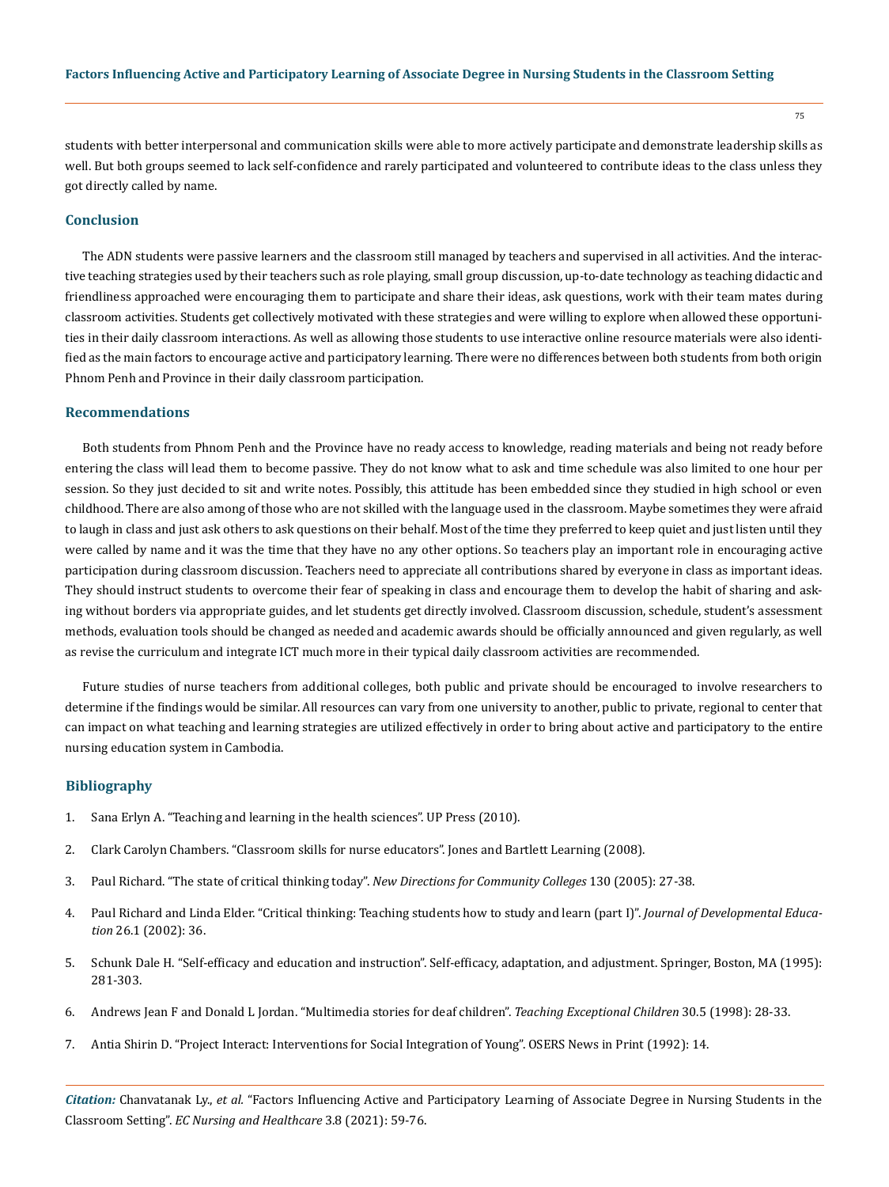students with better interpersonal and communication skills were able to more actively participate and demonstrate leadership skills as well. But both groups seemed to lack self-confidence and rarely participated and volunteered to contribute ideas to the class unless they got directly called by name.

## Conclusion

The ADN students were passive learners and the classroom still managed by teachers and supervised in all activities. And the interactive teaching strategies used by their teachers such as role playing, small group discussion, up-to-date technology as teaching didactic and friendliness approached were encouraging them to participate and share their ideas, ask questions, work with their team mates during classroom activities. Students get collectively motivated with these strategies and were willing to explore when allowed these opportunities in their daily classroom interactions. As well as allowing those students to use interactive online resource materials were also identified as the main factors to encourage active and participatory learning. There were no differences between both students from both origin Phnom Penh and Province in their daily classroom participation.

## Recommendations

Both students from Phnom Penh and the Province have no ready access to knowledge, reading materials and being not ready before entering the class will lead them to become passive. They do not know what to ask and time schedule was also limited to one hour per session. So they just decided to sit and write notes. Possibly, this attitude has been embedded since they studied in high school or even childhood. There are also among of those who are not skilled with the language used in the classroom. Maybe sometimes they were afraid to laugh in class and just ask others to ask questions on their behalf. Most of the time they preferred to keep quiet and just listen until they were called by name and it was the time that they have no any other options. So teachers play an important role in encouraging active participation during classroom discussion. Teachers need to appreciate all contributions shared by everyone in class as important ideas. They should instruct students to overcome their fear of speaking in class and encourage them to develop the habit of sharing and asking without borders via appropriate guides, and let students get directly involved. Classroom discussion, schedule, student's assessment methods, evaluation tools should be changed as needed and academic awards should be officially announced and given regularly, as well as revise the curriculum and integrate ICT much more in their typical daily classroom activities are recommended.

Future studies of nurse teachers from additional colleges, both public and private should be encouraged to involve researchers to determine if the findings would be similar. All resources can vary from one university to another, public to private, regional to center that can impact on what teaching and learning strategies are utilized effectively in order to bring about active and participatory to the entire nursing education system in Cambodia.

## Bibliography

1. Sana Erlyn A. "Teaching and learning in the health sciences". UP Press (2010).
2. Clark Carolyn Chambers. "Classroom skills for nurse educators". Jones and Bartlett Learning (2008).
3. Paul Richard. "The state of critical thinking today". *New Directions for Community Colleges* 130 (2005): 27-38.
4. Paul Richard and Linda Elder. "Critical thinking: Teaching students how to study and learn (part I)". *Journal of Developmental Education* 26.1 (2002): 36.
5. Schunk Dale H. "Self-efficacy and education and instruction". Self-efficacy, adaptation, and adjustment. Springer, Boston, MA (1995): 281-303.
6. Andrews Jean F and Donald L Jordan. "Multimedia stories for deaf children". *Teaching Exceptional Children* 30.5 (1998): 28-33.
7. Antia Shirin D. "Project Interact: Interventions for Social Integration of Young". OSERS News in Print (1992): 14.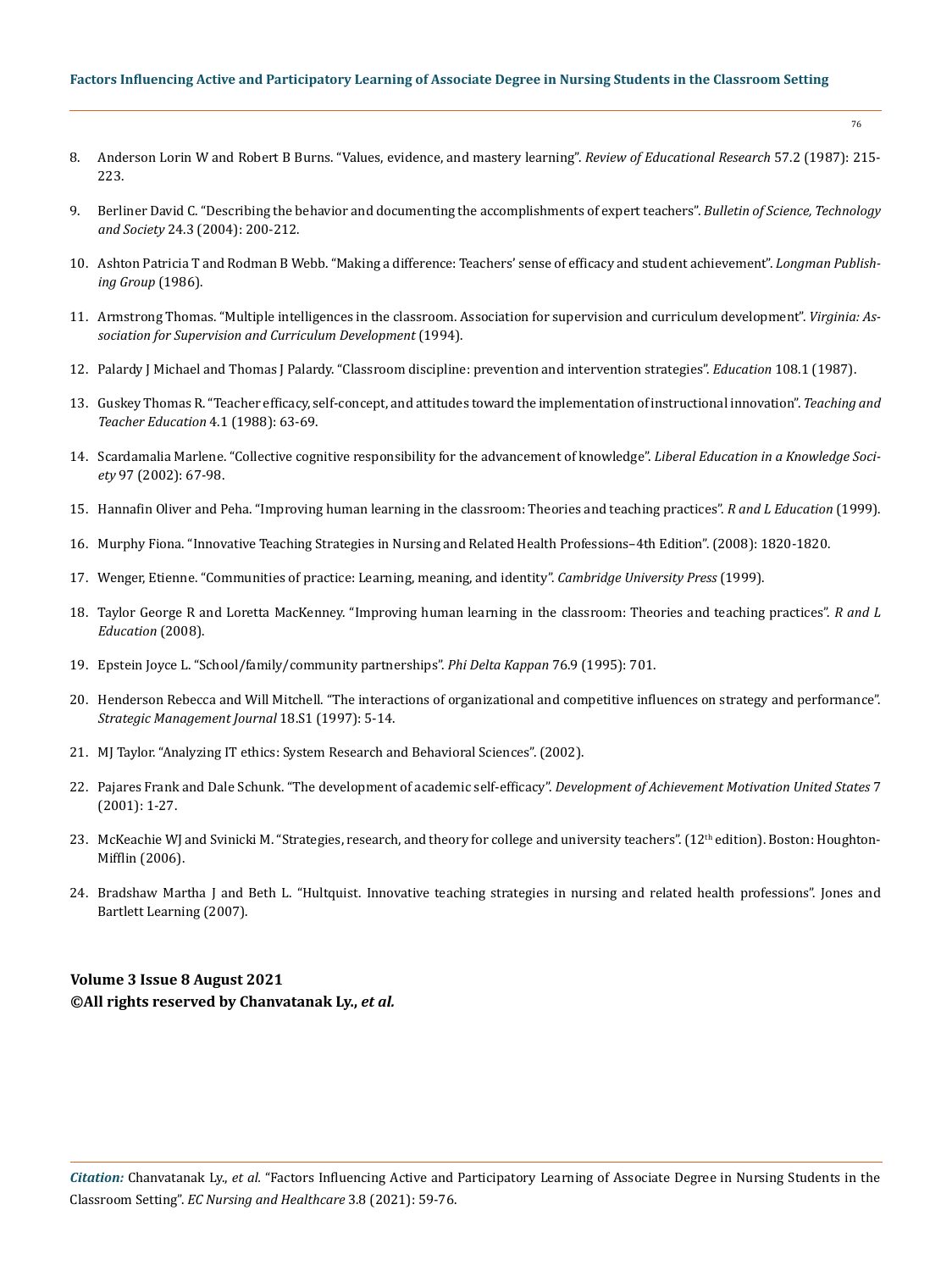8. Anderson Lorin W and Robert B Burns. "Values, evidence, and mastery learning". *Review of Educational Research* 57.2 (1987): 215-223.

9. Berliner David C. "Describing the behavior and documenting the accomplishments of expert teachers". *Bulletin of Science, Technology and Society* 24.3 (2004): 200-212.

10. Ashton Patricia T and Rodman B Webb. "Making a difference: Teachers' sense of efficacy and student achievement". *Longman Publishing Group* (1986).

11. Armstrong Thomas. "Multiple intelligences in the classroom. Association for supervision and curriculum development". *Virginia: Association for Supervision and Curriculum Development* (1994).

12. Palardy J Michael and Thomas J Palardy. "Classroom discipline: prevention and intervention strategies". *Education* 108.1 (1987).

13. Guskey Thomas R. "Teacher efficacy, self-concept, and attitudes toward the implementation of instructional innovation". *Teaching and Teacher Education* 4.1 (1988): 63-69.

14. Scardamalia Marlene. "Collective cognitive responsibility for the advancement of knowledge". *Liberal Education in a Knowledge Society* 97 (2002): 67-98.

15. Hannafin Oliver and Peha. "Improving human learning in the classroom: Theories and teaching practices". *R and L Education* (1999).

16. Murphy Fiona. "Innovative Teaching Strategies in Nursing and Related Health Professions–4th Edition". (2008): 1820-1820.

17. Wenger, Etienne. "Communities of practice: Learning, meaning, and identity". *Cambridge University Press* (1999).

18. Taylor George R and Loretta MacKenney. "Improving human learning in the classroom: Theories and teaching practices". *R and L Education* (2008).

19. Epstein Joyce L. "School/family/community partnerships". *Phi Delta Kappan* 76.9 (1995): 701.

20. Henderson Rebecca and Will Mitchell. "The interactions of organizational and competitive influences on strategy and performance". *Strategic Management Journal* 18.S1 (1997): 5-14.

21. MJ Taylor. "Analyzing IT ethics: System Research and Behavioral Sciences". (2002).

22. Pajares Frank and Dale Schunk. "The development of academic self-efficacy". *Development of Achievement Motivation United States* 7 (2001): 1-27.

23. McKeachie WJ and Svinicki M. "Strategies, research, and theory for college and university teachers". (12th edition). Boston: Houghton-Mifflin (2006).

24. Bradshaw Martha J and Beth L. "Hultquist. Innovative teaching strategies in nursing and related health professions". Jones and Bartlett Learning (2007).

**Volume 3 Issue 8 August 2021**
**©All rights reserved by Chanvatanak Ly., *et al.***